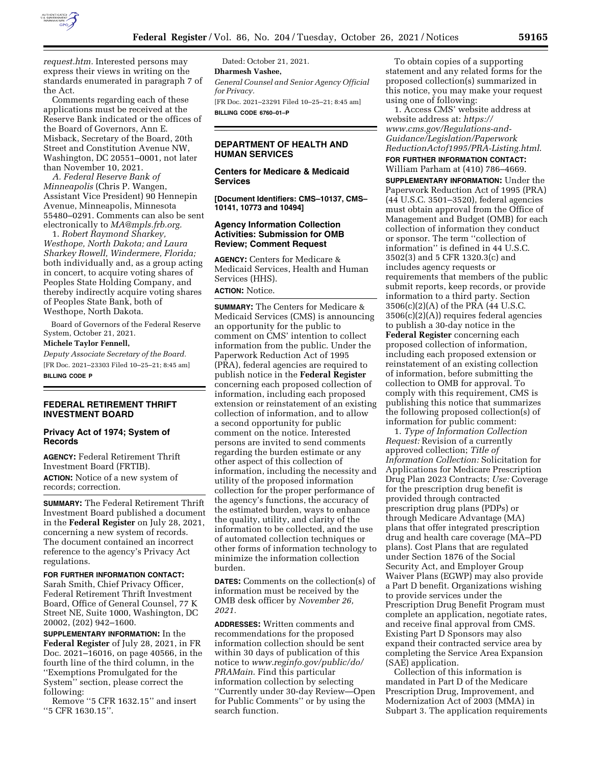*request.htm.* Interested persons may express their views in writing on the standards enumerated in paragraph 7 of the Act.

Comments regarding each of these applications must be received at the Reserve Bank indicated or the offices of the Board of Governors, Ann E. Misback, Secretary of the Board, 20th Street and Constitution Avenue NW, Washington, DC 20551–0001, not later than November 10, 2021.

*A. Federal Reserve Bank of Minneapolis* (Chris P. Wangen, Assistant Vice President) 90 Hennepin Avenue, Minneapolis, Minnesota 55480–0291. Comments can also be sent electronically to *MA@mpls.frb.org.*

1. *Robert Raymond Sharkey, Westhope, North Dakota; and Laura Sharkey Rowell, Windermere, Florida;* both individually and, as a group acting in concert, to acquire voting shares of Peoples State Holding Company, and thereby indirectly acquire voting shares of Peoples State Bank, both of Westhope, North Dakota.

Board of Governors of the Federal Reserve System, October 21, 2021.

**Michele Taylor Fennell,**

*Deputy Associate Secretary of the Board.*

[FR Doc. 2021–23303 Filed 10–25–21; 8:45 am]

**BILLING CODE P**

## FEDERAL RETIREMENT THRIFT INVESTMENT BOARD

### Privacy Act of 1974; System of Records

**AGENCY:** Federal Retirement Thrift Investment Board (FRTIB).

**ACTION:** Notice of a new system of records; correction.

**SUMMARY:** The Federal Retirement Thrift Investment Board published a document in the **Federal Register** on July 28, 2021, concerning a new system of records. The document contained an incorrect reference to the agency's Privacy Act regulations.

**FOR FURTHER INFORMATION CONTACT:** Sarah Smith, Chief Privacy Officer, Federal Retirement Thrift Investment Board, Office of General Counsel, 77 K Street NE, Suite 1000, Washington, DC 20002, (202) 942–1600.

**SUPPLEMENTARY INFORMATION:** In the **Federal Register** of July 28, 2021, in FR Doc. 2021–16016, on page 40566, in the fourth line of the third column, in the ''Exemptions Promulgated for the System'' section, please correct the following:

Remove ''5 CFR 1632.15'' and insert ''5 CFR 1630.15''.

Dated: October 21, 2021.

**Dharmesh Vashee,**

*General Counsel and Senior Agency Official for Privacy.*

[FR Doc. 2021–23291 Filed 10–25–21; 8:45 am]

**BILLING CODE 6760–01–P**

## DEPARTMENT OF HEALTH AND HUMAN SERVICES

### Centers for Medicare & Medicaid Services

**[Document Identifiers: CMS–10137, CMS–10141, 10773 and 10494]**

### Agency Information Collection Activities: Submission for OMB Review; Comment Request

**AGENCY:** Centers for Medicare & Medicaid Services, Health and Human Services (HHS).

**ACTION:** Notice.

**SUMMARY:** The Centers for Medicare & Medicaid Services (CMS) is announcing an opportunity for the public to comment on CMS' intention to collect information from the public. Under the Paperwork Reduction Act of 1995 (PRA), federal agencies are required to publish notice in the **Federal Register** concerning each proposed collection of information, including each proposed extension or reinstatement of an existing collection of information, and to allow a second opportunity for public comment on the notice. Interested persons are invited to send comments regarding the burden estimate or any other aspect of this collection of information, including the necessity and utility of the proposed information collection for the proper performance of the agency's functions, the accuracy of the estimated burden, ways to enhance the quality, utility, and clarity of the information to be collected, and the use of automated collection techniques or other forms of information technology to minimize the information collection burden.

**DATES:** Comments on the collection(s) of information must be received by the OMB desk officer by *November 26, 2021.*

**ADDRESSES:** Written comments and recommendations for the proposed information collection should be sent within 30 days of publication of this notice to *www.reginfo.gov/public/do/PRAMain.* Find this particular information collection by selecting ''Currently under 30-day Review—Open for Public Comments'' or by using the search function.

To obtain copies of a supporting statement and any related forms for the proposed collection(s) summarized in this notice, you may make your request using one of following:

1. Access CMS' website address at website address at: *https://www.cms.gov/Regulations-and-Guidance/Legislation/PaperworkReductionActof1995/PRA-Listing.html.*

**FOR FURTHER INFORMATION CONTACT:** William Parham at (410) 786–4669.

**SUPPLEMENTARY INFORMATION:** Under the Paperwork Reduction Act of 1995 (PRA) (44 U.S.C. 3501–3520), federal agencies must obtain approval from the Office of Management and Budget (OMB) for each collection of information they conduct or sponsor. The term ''collection of information'' is defined in 44 U.S.C. 3502(3) and 5 CFR 1320.3(c) and includes agency requests or requirements that members of the public submit reports, keep records, or provide information to a third party. Section 3506(c)(2)(A) of the PRA (44 U.S.C. 3506(c)(2)(A)) requires federal agencies to publish a 30-day notice in the **Federal Register** concerning each proposed collection of information, including each proposed extension or reinstatement of an existing collection of information, before submitting the collection to OMB for approval. To comply with this requirement, CMS is publishing this notice that summarizes the following proposed collection(s) of information for public comment:

1. *Type of Information Collection Request:* Revision of a currently approved collection; *Title of Information Collection:* Solicitation for Applications for Medicare Prescription Drug Plan 2023 Contracts; *Use:* Coverage for the prescription drug benefit is provided through contracted prescription drug plans (PDPs) or through Medicare Advantage (MA) plans that offer integrated prescription drug and health care coverage (MA–PD plans). Cost Plans that are regulated under Section 1876 of the Social Security Act, and Employer Group Waiver Plans (EGWP) may also provide a Part D benefit. Organizations wishing to provide services under the Prescription Drug Benefit Program must complete an application, negotiate rates, and receive final approval from CMS. Existing Part D Sponsors may also expand their contracted service area by completing the Service Area Expansion (SAE) application.

Collection of this information is mandated in Part D of the Medicare Prescription Drug, Improvement, and Modernization Act of 2003 (MMA) in Subpart 3. The application requirements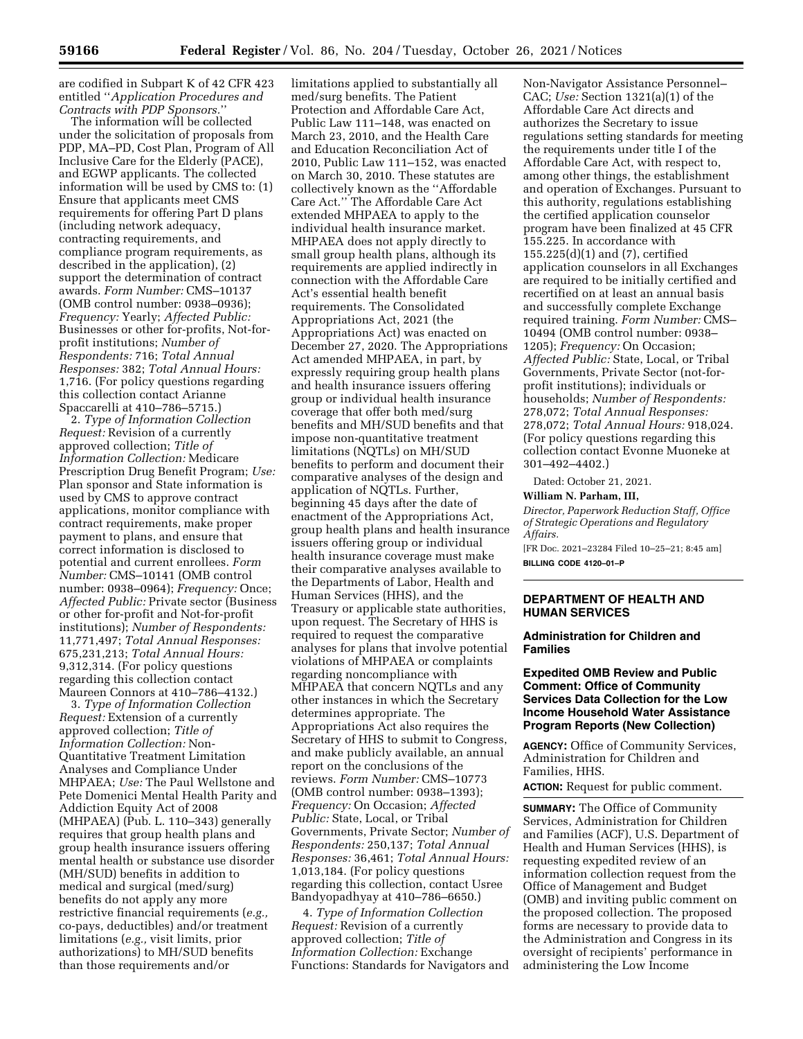are codified in Subpart K of 42 CFR 423 entitled "*Application Procedures and Contracts with PDP Sponsors.*"

The information will be collected under the solicitation of proposals from PDP, MA–PD, Cost Plan, Program of All Inclusive Care for the Elderly (PACE), and EGWP applicants. The collected information will be used by CMS to: (1) Ensure that applicants meet CMS requirements for offering Part D plans (including network adequacy, contracting requirements, and compliance program requirements, as described in the application), (2) support the determination of contract awards. *Form Number:* CMS–10137 (OMB control number: 0938–0936); *Frequency:* Yearly; *Affected Public:* Businesses or other for-profits, Not-for-profit institutions; *Number of Respondents:* 716; *Total Annual Responses:* 382; *Total Annual Hours:* 1,716. (For policy questions regarding this collection contact Arianne Spaccarelli at 410–786–5715.)

2. *Type of Information Collection Request:* Revision of a currently approved collection; *Title of Information Collection:* Medicare Prescription Drug Benefit Program; *Use:* Plan sponsor and State information is used by CMS to approve contract applications, monitor compliance with contract requirements, make proper payment to plans, and ensure that correct information is disclosed to potential and current enrollees. *Form Number:* CMS–10141 (OMB control number: 0938–0964); *Frequency:* Once; *Affected Public:* Private sector (Business or other for-profit and Not-for-profit institutions); *Number of Respondents:* 11,771,497; *Total Annual Responses:* 675,231,213; *Total Annual Hours:* 9,312,314. (For policy questions regarding this collection contact Maureen Connors at 410–786–4132.)

3. *Type of Information Collection Request:* Extension of a currently approved collection; *Title of Information Collection:* Non-Quantitative Treatment Limitation Analyses and Compliance Under MHPAEA; *Use:* The Paul Wellstone and Pete Domenici Mental Health Parity and Addiction Equity Act of 2008 (MHPAEA) (Pub. L. 110–343) generally requires that group health plans and group health insurance issuers offering mental health or substance use disorder (MH/SUD) benefits in addition to medical and surgical (med/surg) benefits do not apply any more restrictive financial requirements (*e.g.,* co-pays, deductibles) and/or treatment limitations (*e.g.,* visit limits, prior authorizations) to MH/SUD benefits than those requirements and/or limitations applied to substantially all med/surg benefits. The Patient Protection and Affordable Care Act, Public Law 111–148, was enacted on March 23, 2010, and the Health Care and Education Reconciliation Act of 2010, Public Law 111–152, was enacted on March 30, 2010. These statutes are collectively known as the "Affordable Care Act." The Affordable Care Act extended MHPAEA to apply to the individual health insurance market. MHPAEA does not apply directly to small group health plans, although its requirements are applied indirectly in connection with the Affordable Care Act's essential health benefit requirements. The Consolidated Appropriations Act, 2021 (the Appropriations Act) was enacted on December 27, 2020. The Appropriations Act amended MHPAEA, in part, by expressly requiring group health plans and health insurance issuers offering group or individual health insurance coverage that offer both med/surg benefits and MH/SUD benefits and that impose non-quantitative treatment limitations (NQTLs) on MH/SUD benefits to perform and document their comparative analyses of the design and application of NQTLs. Further, beginning 45 days after the date of enactment of the Appropriations Act, group health plans and health insurance issuers offering group or individual health insurance coverage must make their comparative analyses available to the Departments of Labor, Health and Human Services (HHS), and the Treasury or applicable state authorities, upon request. The Secretary of HHS is required to request the comparative analyses for plans that involve potential violations of MHPAEA or complaints regarding noncompliance with MHPAEA that concern NQTLs and any other instances in which the Secretary determines appropriate. The Appropriations Act also requires the Secretary of HHS to submit to Congress, and make publicly available, an annual report on the conclusions of the reviews. *Form Number:* CMS–10773 (OMB control number: 0938–1393); *Frequency:* On Occasion; *Affected Public:* State, Local, or Tribal Governments, Private Sector; *Number of Respondents:* 250,137; *Total Annual Responses:* 36,461; *Total Annual Hours:* 1,013,184. (For policy questions regarding this collection, contact Usree Bandyopadhyay at 410–786–6650.)

4. *Type of Information Collection Request:* Revision of a currently approved collection; *Title of Information Collection:* Exchange Functions: Standards for Navigators and Non-Navigator Assistance Personnel–CAC; *Use:* Section 1321(a)(1) of the Affordable Care Act directs and authorizes the Secretary to issue regulations setting standards for meeting the requirements under title I of the Affordable Care Act, with respect to, among other things, the establishment and operation of Exchanges. Pursuant to this authority, regulations establishing the certified application counselor program have been finalized at 45 CFR 155.225. In accordance with 155.225(d)(1) and (7), certified application counselors in all Exchanges are required to be initially certified and recertified on at least an annual basis and successfully complete Exchange required training. *Form Number:* CMS–10494 (OMB control number: 0938–1205); *Frequency:* On Occasion; *Affected Public:* State, Local, or Tribal Governments, Private Sector (not-for-profit institutions); individuals or households; *Number of Respondents:* 278,072; *Total Annual Responses:* 278,072; *Total Annual Hours:* 918,024. (For policy questions regarding this collection contact Evonne Muoneke at 301–492–4402.)

Dated: October 21, 2021.

**William N. Parham, III,**

*Director, Paperwork Reduction Staff, Office of Strategic Operations and Regulatory Affairs.*

[FR Doc. 2021–23284 Filed 10–25–21; 8:45 am]

**BILLING CODE 4120–01–P**

## DEPARTMENT OF HEALTH AND HUMAN SERVICES

### Administration for Children and Families

### Expedited OMB Review and Public Comment: Office of Community Services Data Collection for the Low Income Household Water Assistance Program Reports (New Collection)

**AGENCY:** Office of Community Services, Administration for Children and Families, HHS.

**ACTION:** Request for public comment.

**SUMMARY:** The Office of Community Services, Administration for Children and Families (ACF), U.S. Department of Health and Human Services (HHS), is requesting expedited review of an information collection request from the Office of Management and Budget (OMB) and inviting public comment on the proposed collection. The proposed forms are necessary to provide data to the Administration and Congress in its oversight of recipients' performance in administering the Low Income